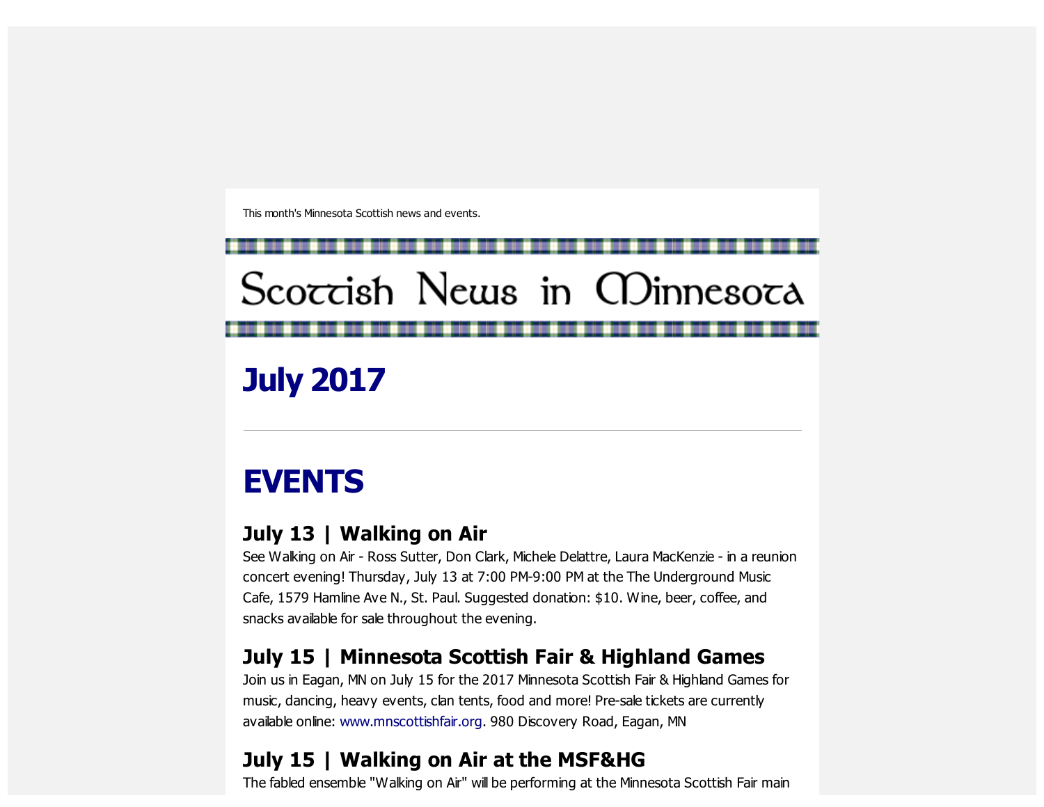This month's Minnesota Scottish news and events.

# Scottish News in Minnesota

# July 2017

---

# EVENTS

### July 13 | Walking on Air

See Walking on Air - Ross Sutter, Don Clark, Michele Delattre, Laura MacKenzie - in a reunion concert evening! Thursday, July 13 at 7:00 PM-9:00 PM at the The Underground Music Cafe, 1579 Hamline Ave N., St. Paul. Suggested donation: $10. Wine, beer, coffee, and snacks available for sale throughout the evening.

### July 15 | Minnesota Scottish Fair & Highland Games

Join us in Eagan, MN on July 15 for the 2017 Minnesota Scottish Fair & Highland Games for music, dancing, heavy events, clan tents, food and more! Pre-sale tickets are currently available online: www.mnscottishfair.org. 980 Discovery Road, Eagan, MN

### July 15 | Walking on Air at the MSF&HG

The fabled ensemble "Walking on Air" will be performing at the Minnesota Scottish Fair main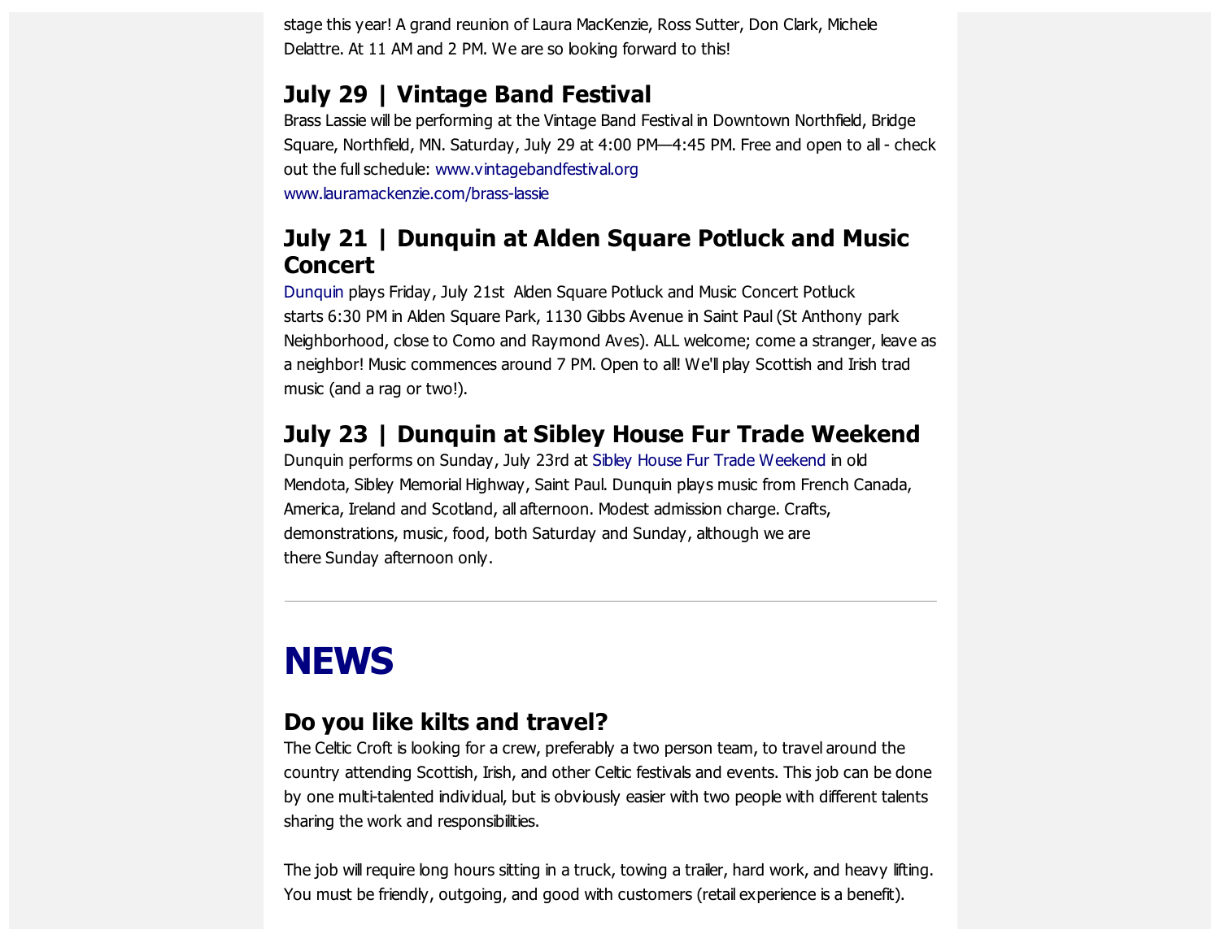stage this year! A grand reunion of Laura MacKenzie, Ross Sutter, Don Clark, Michele Delattre. At 11 AM and 2 PM. We are so looking forward to this!

### July 29 | Vintage Band Festival

Brass Lassie will be performing at the Vintage Band Festival in Downtown Northfield, Bridge Square, Northfield, MN. Saturday, July 29 at 4:00 PM—4:45 PM. Free and open to all - check out the full schedule: www.vintagebandfestival.org
www.lauramackenzie.com/brass-lassie

### July 21 | Dunquin at Alden Square Potluck and Music Concert

Dunquin plays Friday, July 21st Alden Square Potluck and Music Concert Potluck starts 6:30 PM in Alden Square Park, 1130 Gibbs Avenue in Saint Paul (St Anthony park Neighborhood, close to Como and Raymond Aves). ALL welcome; come a stranger, leave as a neighbor! Music commences around 7 PM. Open to all! We'll play Scottish and Irish trad music (and a rag or two!).

### July 23 | Dunquin at Sibley House Fur Trade Weekend

Dunquin performs on Sunday, July 23rd at Sibley House Fur Trade Weekend in old Mendota, Sibley Memorial Highway, Saint Paul. Dunquin plays music from French Canada, America, Ireland and Scotland, all afternoon. Modest admission charge. Crafts, demonstrations, music, food, both Saturday and Sunday, although we are there Sunday afternoon only.

---

# NEWS

### Do you like kilts and travel?

The Celtic Croft is looking for a crew, preferably a two person team, to travel around the country attending Scottish, Irish, and other Celtic festivals and events. This job can be done by one multi-talented individual, but is obviously easier with two people with different talents sharing the work and responsibilities.

The job will require long hours sitting in a truck, towing a trailer, hard work, and heavy lifting. You must be friendly, outgoing, and good with customers (retail experience is a benefit).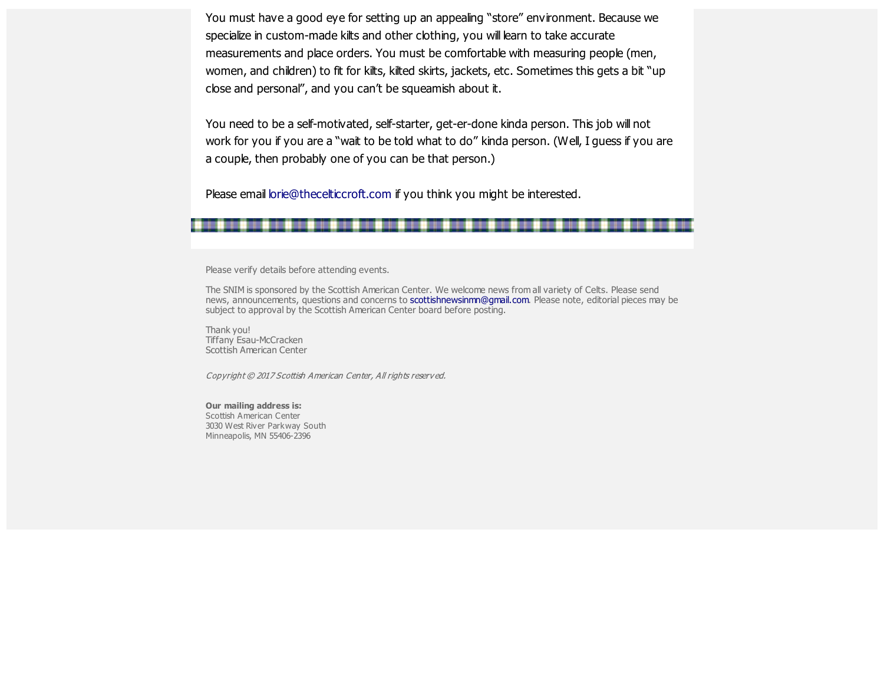You must have a good eye for setting up an appealing "store" environment. Because we specialize in custom-made kilts and other clothing, you will learn to take accurate measurements and place orders. You must be comfortable with measuring people (men, women, and children) to fit for kilts, kilted skirts, jackets, etc. Sometimes this gets a bit "up close and personal", and you can't be squeamish about it.

You need to be a self-motivated, self-starter, get-er-done kinda person. This job will not work for you if you are a "wait to be told what to do" kinda person. (Well, I guess if you are a couple, then probably one of you can be that person.)

Please email lorie@thecelticcroft.com if you think you might be interested.

Please verify details before attending events.

The SNIM is sponsored by the Scottish American Center. We welcome news from all variety of Celts. Please send news, announcements, questions and concerns to scottishnewsinmn@gmail.com. Please note, editorial pieces may be subject to approval by the Scottish American Center board before posting.

Thank you!
Tiffany Esau-McCracken
Scottish American Center

*Copyright © 2017 Scottish American Center, All rights reserved.*

**Our mailing address is:**
Scottish American Center
3030 West River Parkway South
Minneapolis, MN 55406-2396